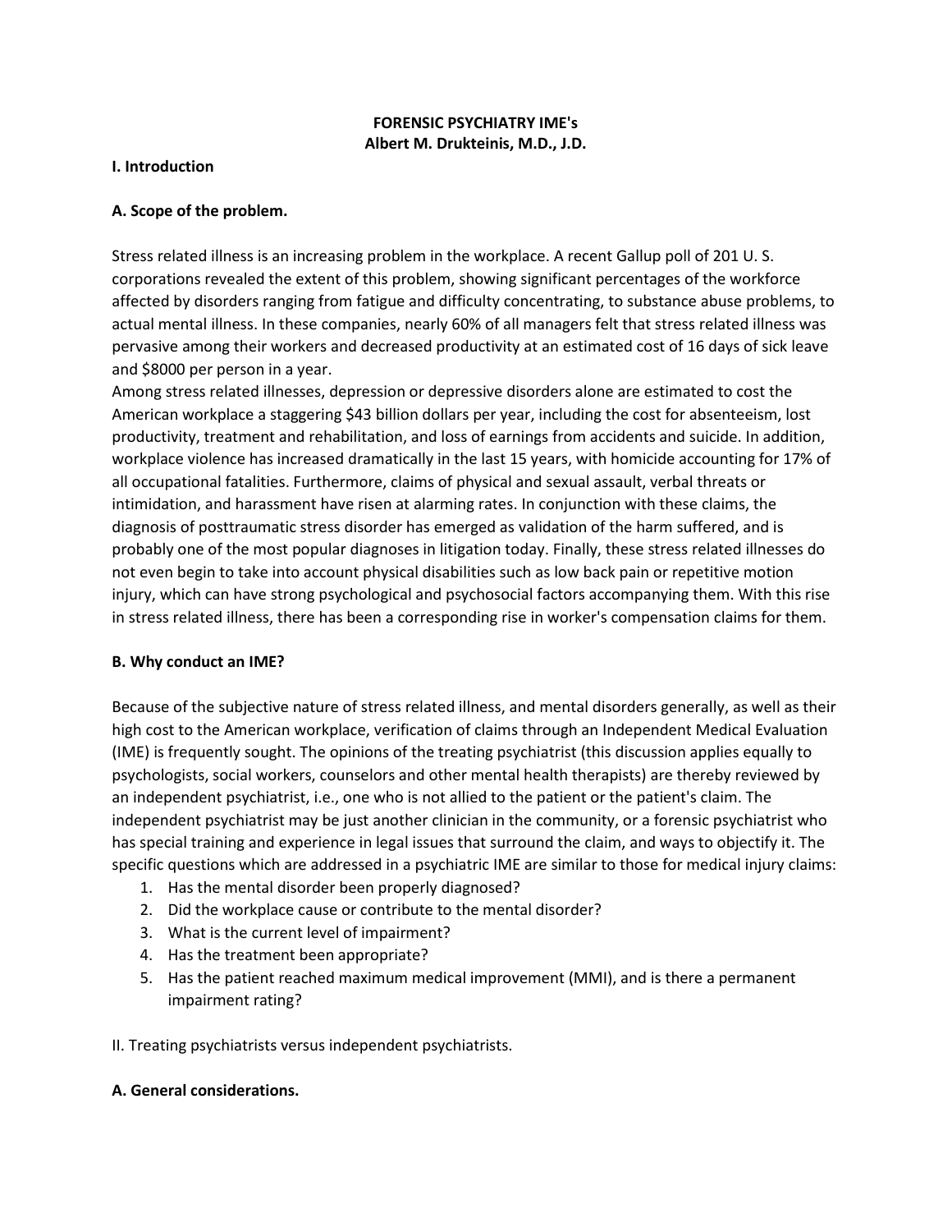**FORENSIC PSYCHIATRY IME's**
**Albert M. Drukteinis, M.D., J.D.**

## I. Introduction

### A. Scope of the problem.

Stress related illness is an increasing problem in the workplace. A recent Gallup poll of 201 U. S. corporations revealed the extent of this problem, showing significant percentages of the workforce affected by disorders ranging from fatigue and difficulty concentrating, to substance abuse problems, to actual mental illness. In these companies, nearly 60% of all managers felt that stress related illness was pervasive among their workers and decreased productivity at an estimated cost of 16 days of sick leave and $8000 per person in a year.

Among stress related illnesses, depression or depressive disorders alone are estimated to cost the American workplace a staggering $43 billion dollars per year, including the cost for absenteeism, lost productivity, treatment and rehabilitation, and loss of earnings from accidents and suicide. In addition, workplace violence has increased dramatically in the last 15 years, with homicide accounting for 17% of all occupational fatalities. Furthermore, claims of physical and sexual assault, verbal threats or intimidation, and harassment have risen at alarming rates. In conjunction with these claims, the diagnosis of posttraumatic stress disorder has emerged as validation of the harm suffered, and is probably one of the most popular diagnoses in litigation today. Finally, these stress related illnesses do not even begin to take into account physical disabilities such as low back pain or repetitive motion injury, which can have strong psychological and psychosocial factors accompanying them. With this rise in stress related illness, there has been a corresponding rise in worker's compensation claims for them.

### B. Why conduct an IME?

Because of the subjective nature of stress related illness, and mental disorders generally, as well as their high cost to the American workplace, verification of claims through an Independent Medical Evaluation (IME) is frequently sought. The opinions of the treating psychiatrist (this discussion applies equally to psychologists, social workers, counselors and other mental health therapists) are thereby reviewed by an independent psychiatrist, i.e., one who is not allied to the patient or the patient's claim. The independent psychiatrist may be just another clinician in the community, or a forensic psychiatrist who has special training and experience in legal issues that surround the claim, and ways to objectify it. The specific questions which are addressed in a psychiatric IME are similar to those for medical injury claims:

1. Has the mental disorder been properly diagnosed?
2. Did the workplace cause or contribute to the mental disorder?
3. What is the current level of impairment?
4. Has the treatment been appropriate?
5. Has the patient reached maximum medical improvement (MMI), and is there a permanent impairment rating?

## II. Treating psychiatrists versus independent psychiatrists.

### A. General considerations.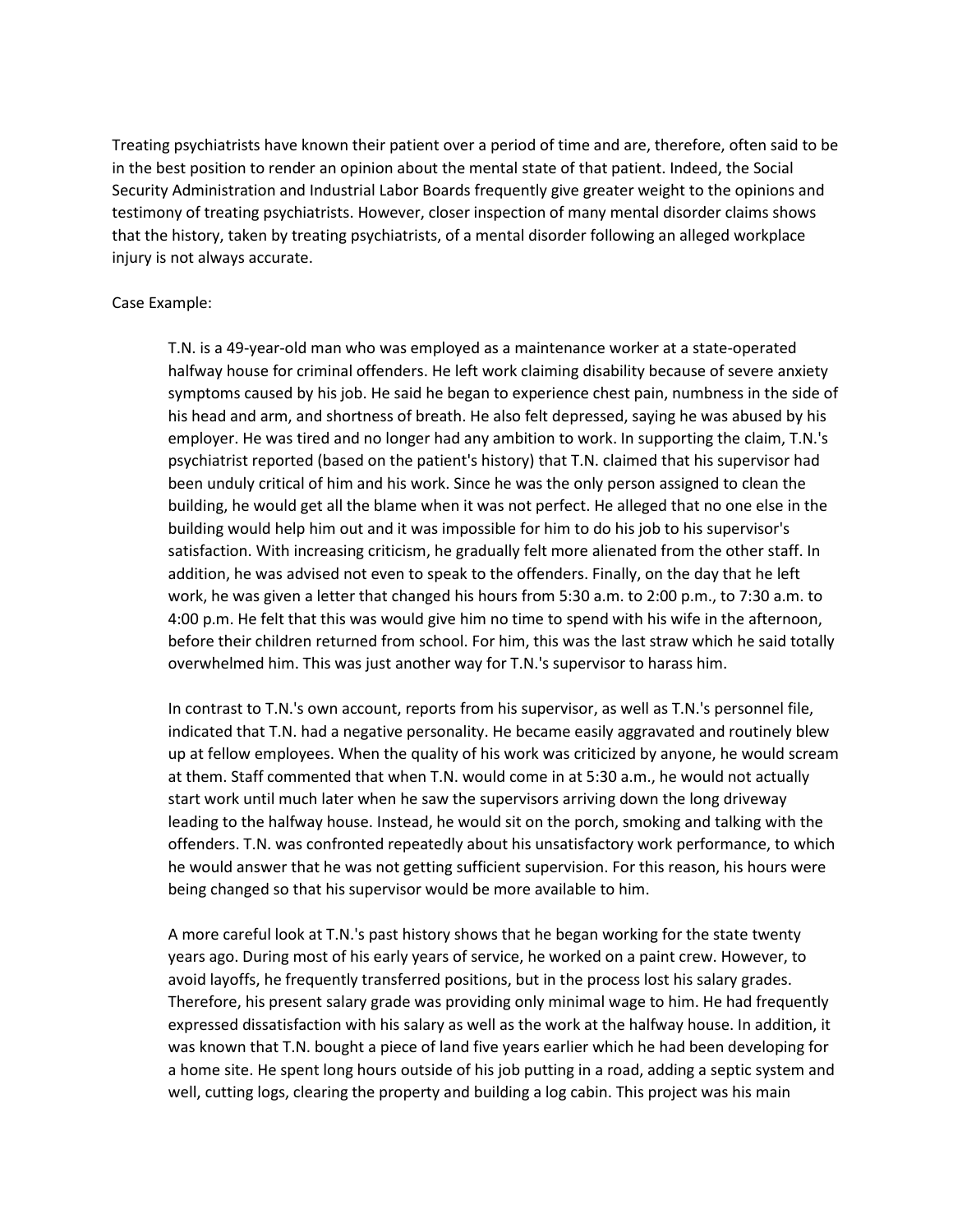Treating psychiatrists have known their patient over a period of time and are, therefore, often said to be in the best position to render an opinion about the mental state of that patient. Indeed, the Social Security Administration and Industrial Labor Boards frequently give greater weight to the opinions and testimony of treating psychiatrists. However, closer inspection of many mental disorder claims shows that the history, taken by treating psychiatrists, of a mental disorder following an alleged workplace injury is not always accurate.

Case Example:

> T.N. is a 49-year-old man who was employed as a maintenance worker at a state-operated halfway house for criminal offenders. He left work claiming disability because of severe anxiety symptoms caused by his job. He said he began to experience chest pain, numbness in the side of his head and arm, and shortness of breath. He also felt depressed, saying he was abused by his employer. He was tired and no longer had any ambition to work. In supporting the claim, T.N.'s psychiatrist reported (based on the patient's history) that T.N. claimed that his supervisor had been unduly critical of him and his work. Since he was the only person assigned to clean the building, he would get all the blame when it was not perfect. He alleged that no one else in the building would help him out and it was impossible for him to do his job to his supervisor's satisfaction. With increasing criticism, he gradually felt more alienated from the other staff. In addition, he was advised not even to speak to the offenders. Finally, on the day that he left work, he was given a letter that changed his hours from 5:30 a.m. to 2:00 p.m., to 7:30 a.m. to 4:00 p.m. He felt that this was would give him no time to spend with his wife in the afternoon, before their children returned from school. For him, this was the last straw which he said totally overwhelmed him. This was just another way for T.N.'s supervisor to harass him.
>
> In contrast to T.N.'s own account, reports from his supervisor, as well as T.N.'s personnel file, indicated that T.N. had a negative personality. He became easily aggravated and routinely blew up at fellow employeees. When the quality of his work was criticized by anyone, he would scream at them. Staff commented that when T.N. would come in at 5:30 a.m., he would not actually start work until much later when he saw the supervisors arriving down the long driveway leading to the halfway house. Instead, he would sit on the porch, smoking and talking with the offenders. T.N. was confronted repeatedly about his unsatisfactory work performance, to which he would answer that he was not getting sufficient supervision. For this reason, his hours were being changed so that his supervisor would be more available to him.
>
> A more careful look at T.N.'s past history shows that he began working for the state twenty years ago. During most of his early years of service, he worked on a paint crew. However, to avoid layoffs, he frequently transferred positions, but in the process lost his salary grades. Therefore, his present salary grade was providing only minimal wage to him. He had frequently expressed dissatisfaction with his salary as well as the work at the halfway house. In addition, it was known that T.N. bought a piece of land five years earlier which he had been developing for a home site. He spent long hours outside of his job putting in a road, adding a septic system and well, cutting logs, clearing the property and building a log cabin. This project was his main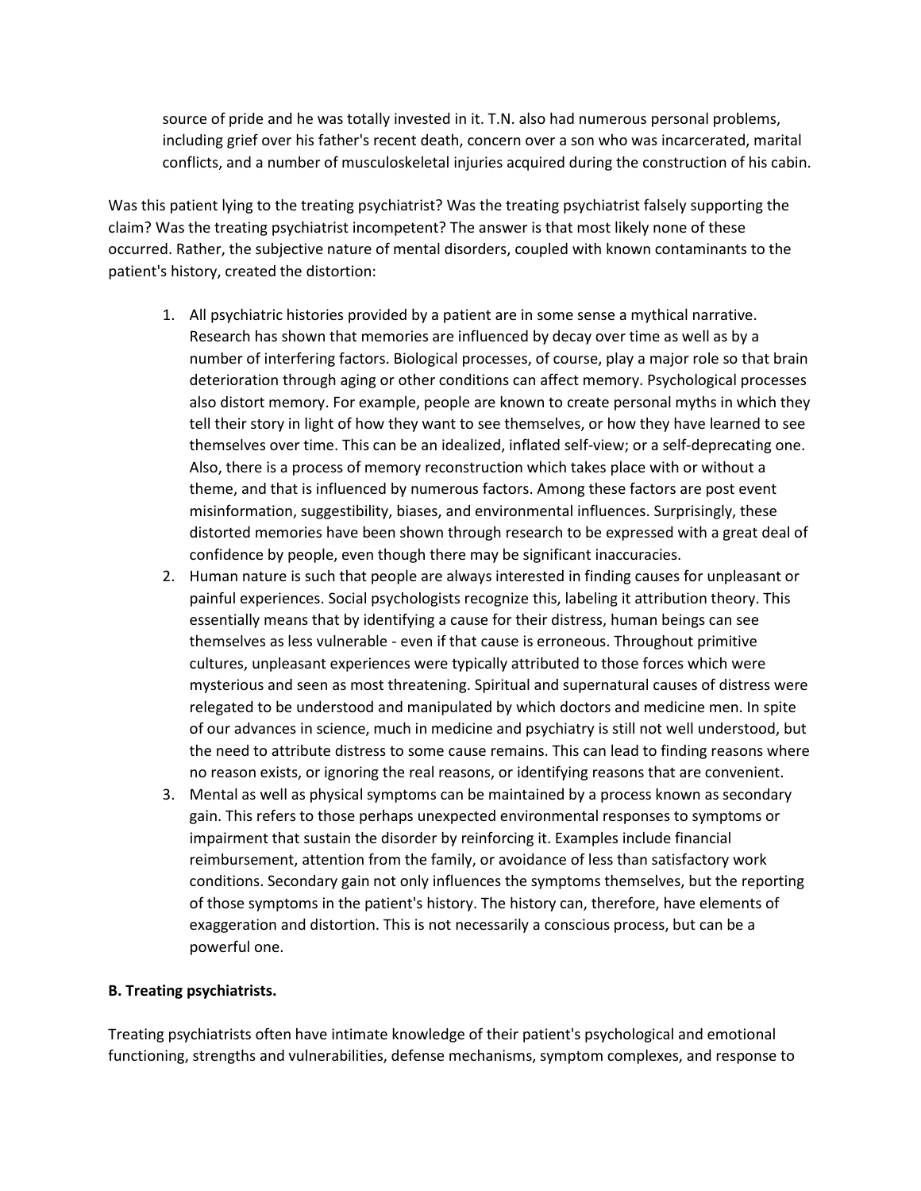source of pride and he was totally invested in it. T.N. also had numerous personal problems, including grief over his father's recent death, concern over a son who was incarcerated, marital conflicts, and a number of musculoskeletal injuries acquired during the construction of his cabin.

Was this patient lying to the treating psychiatrist? Was the treating psychiatrist falsely supporting the claim? Was the treating psychiatrist incompetent? The answer is that most likely none of these occurred. Rather, the subjective nature of mental disorders, coupled with known contaminants to the patient's history, created the distortion:

1. All psychiatric histories provided by a patient are in some sense a mythical narrative. Research has shown that memories are influenced by decay over time as well as by a number of interfering factors. Biological processes, of course, play a major role so that brain deterioration through aging or other conditions can affect memory. Psychological processes also distort memory. For example, people are known to create personal myths in which they tell their story in light of how they want to see themselves, or how they have learned to see themselves over time. This can be an idealized, inflated self-view; or a self-deprecating one. Also, there is a process of memory reconstruction which takes place with or without a theme, and that is influenced by numerous factors. Among these factors are post event misinformation, suggestibility, biases, and environmental influences. Surprisingly, these distorted memories have been shown through research to be expressed with a great deal of confidence by people, even though there may be significant inaccuracies.
2. Human nature is such that people are always interested in finding causes for unpleasant or painful experiences. Social psychologists recognize this, labeling it attribution theory. This essentially means that by identifying a cause for their distress, human beings can see themselves as less vulnerable - even if that cause is erroneous. Throughout primitive cultures, unpleasant experiences were typically attributed to those forces which were mysterious and seen as most threatening. Spiritual and supernatural causes of distress were relegated to be understood and manipulated by which doctors and medicine men. In spite of our advances in science, much in medicine and psychiatry is still not well understood, but the need to attribute distress to some cause remains. This can lead to finding reasons where no reason exists, or ignoring the real reasons, or identifying reasons that are convenient.
3. Mental as well as physical symptoms can be maintained by a process known as secondary gain. This refers to those perhaps unexpected environmental responses to symptoms or impairment that sustain the disorder by reinforcing it. Examples include financial reimbursement, attention from the family, or avoidance of less than satisfactory work conditions. Secondary gain not only influences the symptoms themselves, but the reporting of those symptoms in the patient's history. The history can, therefore, have elements of exaggeration and distortion. This is not necessarily a conscious process, but can be a powerful one.

**B. Treating psychiatrists.**

Treating psychiatrists often have intimate knowledge of their patient's psychological and emotional functioning, strengths and vulnerabilities, defense mechanisms, symptom complexes, and response to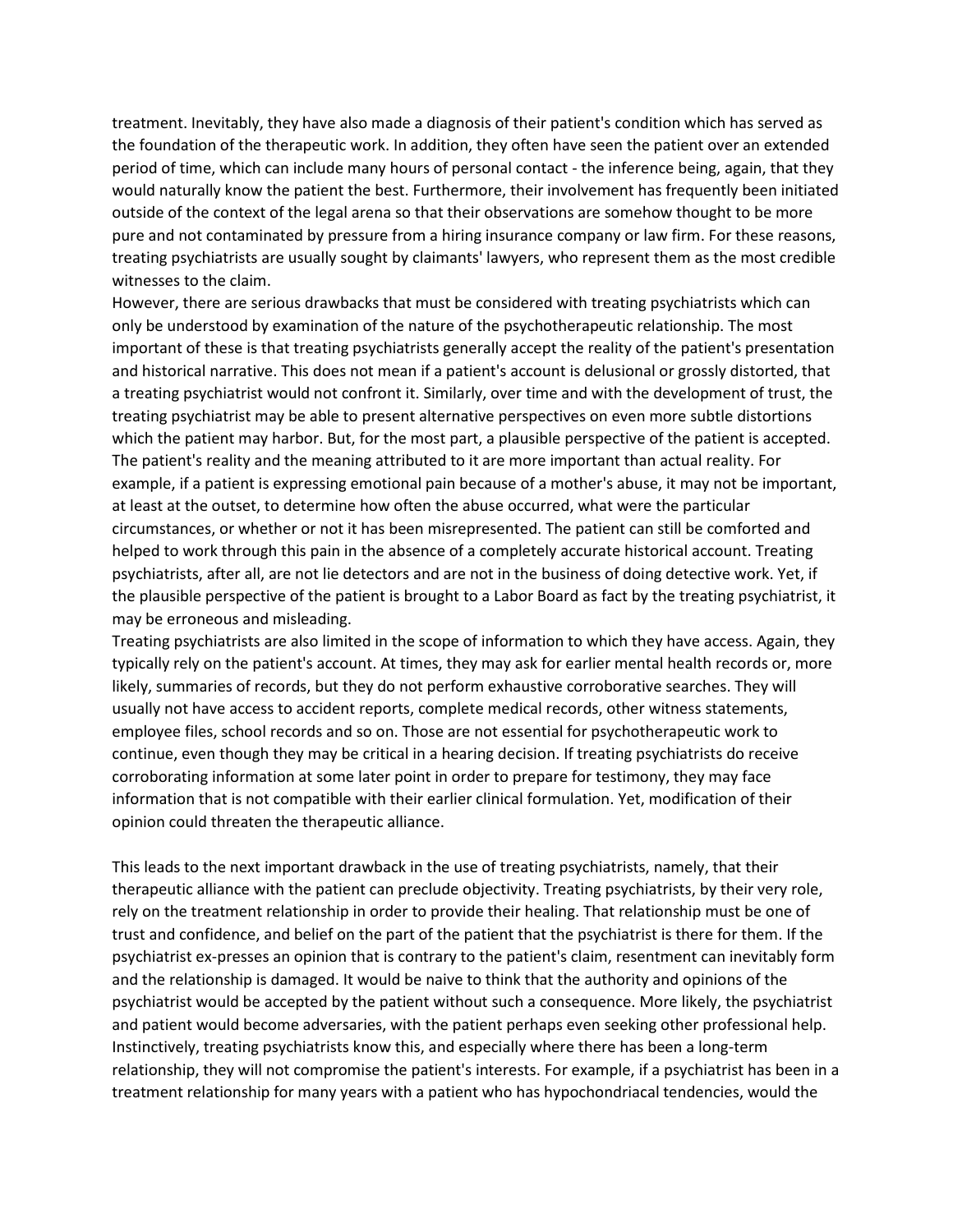treatment. Inevitably, they have also made a diagnosis of their patient's condition which has served as the foundation of the therapeutic work. In addition, they often have seen the patient over an extended period of time, which can include many hours of personal contact - the inference being, again, that they would naturally know the patient the best. Furthermore, their involvement has frequently been initiated outside of the context of the legal arena so that their observations are somehow thought to be more pure and not contaminated by pressure from a hiring insurance company or law firm. For these reasons, treating psychiatrists are usually sought by claimants' lawyers, who represent them as the most credible witnesses to the claim.

However, there are serious drawbacks that must be considered with treating psychiatrists which can only be understood by examination of the nature of the psychotherapeutic relationship. The most important of these is that treating psychiatrists generally accept the reality of the patient's presentation and historical narrative. This does not mean if a patient's account is delusional or grossly distorted, that a treating psychiatrist would not confront it. Similarly, over time and with the development of trust, the treating psychiatrist may be able to present alternative perspectives on even more subtle distortions which the patient may harbor. But, for the most part, a plausible perspective of the patient is accepted. The patient's reality and the meaning attributed to it are more important than actual reality. For example, if a patient is expressing emotional pain because of a mother's abuse, it may not be important, at least at the outset, to determine how often the abuse occurred, what were the particular circumstances, or whether or not it has been misrepresented. The patient can still be comforted and helped to work through this pain in the absence of a completely accurate historical account. Treating psychiatrists, after all, are not lie detectors and are not in the business of doing detective work. Yet, if the plausible perspective of the patient is brought to a Labor Board as fact by the treating psychiatrist, it may be erroneous and misleading.

Treating psychiatrists are also limited in the scope of information to which they have access. Again, they typically rely on the patient's account. At times, they may ask for earlier mental health records or, more likely, summaries of records, but they do not perform exhaustive corroborative searches. They will usually not have access to accident reports, complete medical records, other witness statements, employee files, school records and so on. Those are not essential for psychotherapeutic work to continue, even though they may be critical in a hearing decision. If treating psychiatrists do receive corroborating information at some later point in order to prepare for testimony, they may face information that is not compatible with their earlier clinical formulation. Yet, modification of their opinion could threaten the therapeutic alliance.

This leads to the next important drawback in the use of treating psychiatrists, namely, that their therapeutic alliance with the patient can preclude objectivity. Treating psychiatrists, by their very role, rely on the treatment relationship in order to provide their healing. That relationship must be one of trust and confidence, and belief on the part of the patient that the psychiatrist is there for them. If the psychiatrist ex-presses an opinion that is contrary to the patient's claim, resentment can inevitably form and the relationship is damaged. It would be naive to think that the authority and opinions of the psychiatrist would be accepted by the patient without such a consequence. More likely, the psychiatrist and patient would become adversaries, with the patient perhaps even seeking other professional help. Instinctively, treating psychiatrists know this, and especially where there has been a long-term relationship, they will not compromise the patient's interests. For example, if a psychiatrist has been in a treatment relationship for many years with a patient who has hypochondriacal tendencies, would the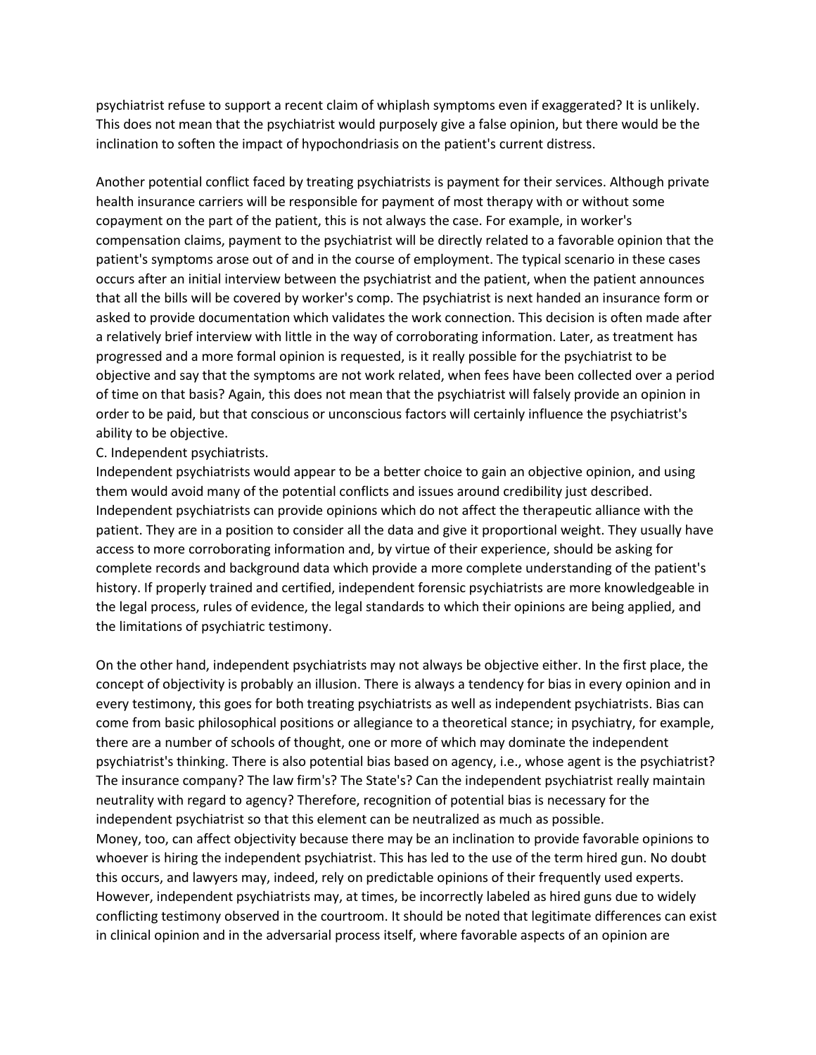psychiatrist refuse to support a recent claim of whiplash symptoms even if exaggerated? It is unlikely. This does not mean that the psychiatrist would purposely give a false opinion, but there would be the inclination to soften the impact of hypochondriasis on the patient's current distress.

Another potential conflict faced by treating psychiatrists is payment for their services. Although private health insurance carriers will be responsible for payment of most therapy with or without some copayment on the part of the patient, this is not always the case. For example, in worker's compensation claims, payment to the psychiatrist will be directly related to a favorable opinion that the patient's symptoms arose out of and in the course of employment. The typical scenario in these cases occurs after an initial interview between the psychiatrist and the patient, when the patient announces that all the bills will be covered by worker's comp. The psychiatrist is next handed an insurance form or asked to provide documentation which validates the work connection. This decision is often made after a relatively brief interview with little in the way of corroborating information. Later, as treatment has progressed and a more formal opinion is requested, is it really possible for the psychiatrist to be objective and say that the symptoms are not work related, when fees have been collected over a period of time on that basis? Again, this does not mean that the psychiatrist will falsely provide an opinion in order to be paid, but that conscious or unconscious factors will certainly influence the psychiatrist's ability to be objective.

C. Independent psychiatrists.

Independent psychiatrists would appear to be a better choice to gain an objective opinion, and using them would avoid many of the potential conflicts and issues around credibility just described. Independent psychiatrists can provide opinions which do not affect the therapeutic alliance with the patient. They are in a position to consider all the data and give it proportional weight. They usually have access to more corroborating information and, by virtue of their experience, should be asking for complete records and background data which provide a more complete understanding of the patient's history. If properly trained and certified, independent forensic psychiatrists are more knowledgeable in the legal process, rules of evidence, the legal standards to which their opinions are being applied, and the limitations of psychiatric testimony.

On the other hand, independent psychiatrists may not always be objective either. In the first place, the concept of objectivity is probably an illusion. There is always a tendency for bias in every opinion and in every testimony, this goes for both treating psychiatrists as well as independent psychiatrists. Bias can come from basic philosophical positions or allegiance to a theoretical stance; in psychiatry, for example, there are a number of schools of thought, one or more of which may dominate the independent psychiatrist's thinking. There is also potential bias based on agency, i.e., whose agent is the psychiatrist? The insurance company? The law firm's? The State's? Can the independent psychiatrist really maintain neutrality with regard to agency? Therefore, recognition of potential bias is necessary for the independent psychiatrist so that this element can be neutralized as much as possible.

Money, too, can affect objectivity because there may be an inclination to provide favorable opinions to whoever is hiring the independent psychiatrist. This has led to the use of the term hired gun. No doubt this occurs, and lawyers may, indeed, rely on predictable opinions of their frequently used experts. However, independent psychiatrists may, at times, be incorrectly labeled as hired guns due to widely conflicting testimony observed in the courtroom. It should be noted that legitimate differences can exist in clinical opinion and in the adversarial process itself, where favorable aspects of an opinion are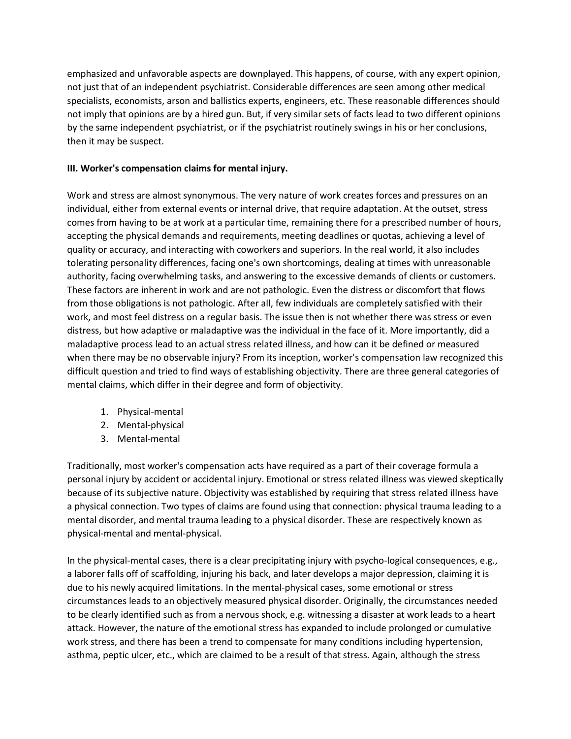emphasized and unfavorable aspects are downplayed. This happens, of course, with any expert opinion, not just that of an independent psychiatrist. Considerable differences are seen among other medical specialists, economists, arson and ballistics experts, engineers, etc. These reasonable differences should not imply that opinions are by a hired gun. But, if very similar sets of facts lead to two different opinions by the same independent psychiatrist, or if the psychiatrist routinely swings in his or her conclusions, then it may be suspect.

**III. Worker's compensation claims for mental injury.**

Work and stress are almost synonymous. The very nature of work creates forces and pressures on an individual, either from external events or internal drive, that require adaptation. At the outset, stress comes from having to be at work at a particular time, remaining there for a prescribed number of hours, accepting the physical demands and requirements, meeting deadlines or quotas, achieving a level of quality or accuracy, and interacting with coworkers and superiors. In the real world, it also includes tolerating personality differences, facing one's own shortcomings, dealing at times with unreasonable authority, facing overwhelming tasks, and answering to the excessive demands of clients or customers. These factors are inherent in work and are not pathologic. Even the distress or discomfort that flows from those obligations is not pathologic. After all, few individuals are completely satisfied with their work, and most feel distress on a regular basis. The issue then is not whether there was stress or even distress, but how adaptive or maladaptive was the individual in the face of it. More importantly, did a maladaptive process lead to an actual stress related illness, and how can it be defined or measured when there may be no observable injury? From its inception, worker's compensation law recognized this difficult question and tried to find ways of establishing objectivity. There are three general categories of mental claims, which differ in their degree and form of objectivity.

1. Physical-mental
2. Mental-physical
3. Mental-mental

Traditionally, most worker's compensation acts have required as a part of their coverage formula a personal injury by accident or accidental injury. Emotional or stress related illness was viewed skeptically because of its subjective nature. Objectivity was established by requiring that stress related illness have a physical connection. Two types of claims are found using that connection: physical trauma leading to a mental disorder, and mental trauma leading to a physical disorder. These are respectively known as physical-mental and mental-physical.

In the physical-mental cases, there is a clear precipitating injury with psycho-logical consequences, e.g., a laborer falls off of scaffolding, injuring his back, and later develops a major depression, claiming it is due to his newly acquired limitations. In the mental-physical cases, some emotional or stress circumstances leads to an objectively measured physical disorder. Originally, the circumstances needed to be clearly identified such as from a nervous shock, e.g. witnessing a disaster at work leads to a heart attack. However, the nature of the emotional stress has expanded to include prolonged or cumulative work stress, and there has been a trend to compensate for many conditions including hypertension, asthma, peptic ulcer, etc., which are claimed to be a result of that stress. Again, although the stress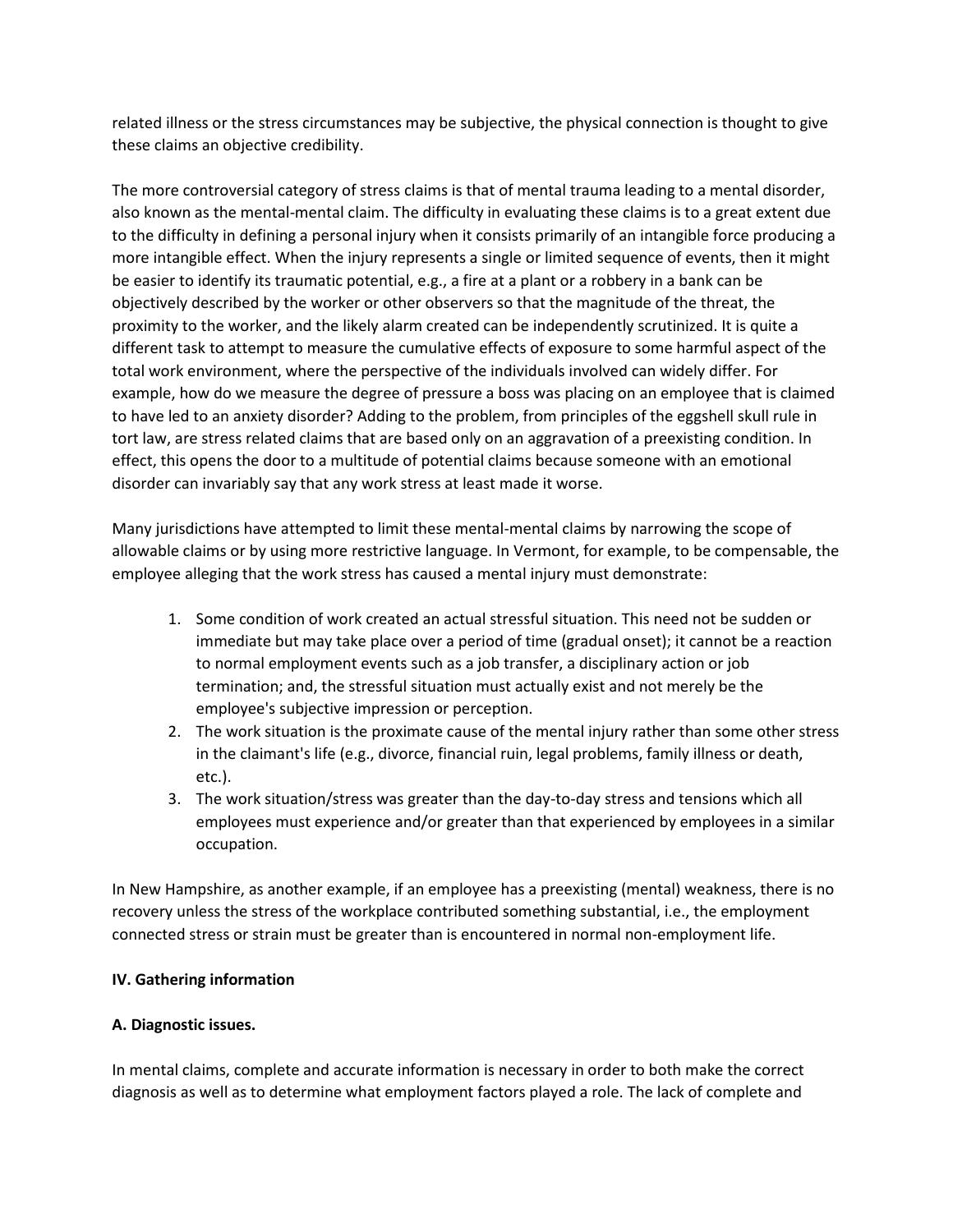related illness or the stress circumstances may be subjective, the physical connection is thought to give these claims an objective credibility.

The more controversial category of stress claims is that of mental trauma leading to a mental disorder, also known as the mental-mental claim. The difficulty in evaluating these claims is to a great extent due to the difficulty in defining a personal injury when it consists primarily of an intangible force producing a more intangible effect. When the injury represents a single or limited sequence of events, then it might be easier to identify its traumatic potential, e.g., a fire at a plant or a robbery in a bank can be objectively described by the worker or other observers so that the magnitude of the threat, the proximity to the worker, and the likely alarm created can be independently scrutinized. It is quite a different task to attempt to measure the cumulative effects of exposure to some harmful aspect of the total work environment, where the perspective of the individuals involved can widely differ. For example, how do we measure the degree of pressure a boss was placing on an employee that is claimed to have led to an anxiety disorder? Adding to the problem, from principles of the eggshell skull rule in tort law, are stress related claims that are based only on an aggravation of a preexisting condition. In effect, this opens the door to a multitude of potential claims because someone with an emotional disorder can invariably say that any work stress at least made it worse.

Many jurisdictions have attempted to limit these mental-mental claims by narrowing the scope of allowable claims or by using more restrictive language. In Vermont, for example, to be compensable, the employee alleging that the work stress has caused a mental injury must demonstrate:

1. Some condition of work created an actual stressful situation. This need not be sudden or immediate but may take place over a period of time (gradual onset); it cannot be a reaction to normal employment events such as a job transfer, a disciplinary action or job termination; and, the stressful situation must actually exist and not merely be the employee's subjective impression or perception.
2. The work situation is the proximate cause of the mental injury rather than some other stress in the claimant's life (e.g., divorce, financial ruin, legal problems, family illness or death, etc.).
3. The work situation/stress was greater than the day-to-day stress and tensions which all employees must experience and/or greater than that experienced by employees in a similar occupation.

In New Hampshire, as another example, if an employee has a preexisting (mental) weakness, there is no recovery unless the stress of the workplace contributed something substantial, i.e., the employment connected stress or strain must be greater than is encountered in normal non-employment life.

## IV. Gathering information

### A. Diagnostic issues.

In mental claims, complete and accurate information is necessary in order to both make the correct diagnosis as well as to determine what employment factors played a role. The lack of complete and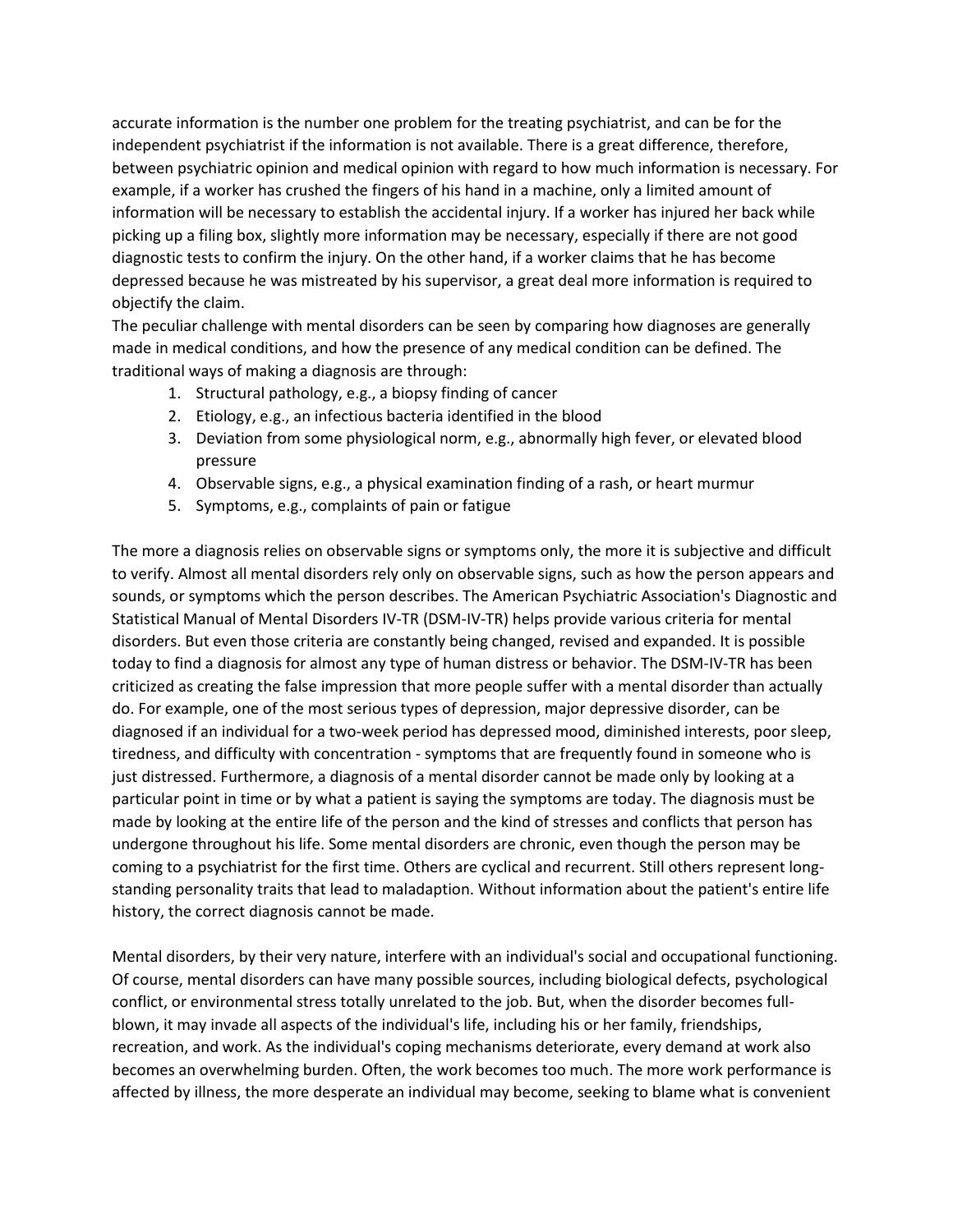accurate information is the number one problem for the treating psychiatrist, and can be for the independent psychiatrist if the information is not available. There is a great difference, therefore, between psychiatric opinion and medical opinion with regard to how much information is necessary. For example, if a worker has crushed the fingers of his hand in a machine, only a limited amount of information will be necessary to establish the accidental injury. If a worker has injured her back while picking up a filing box, slightly more information may be necessary, especially if there are not good diagnostic tests to confirm the injury. On the other hand, if a worker claims that he has become depressed because he was mistreated by his supervisor, a great deal more information is required to objectify the claim.

The peculiar challenge with mental disorders can be seen by comparing how diagnoses are generally made in medical conditions, and how the presence of any medical condition can be defined. The traditional ways of making a diagnosis are through:

1. Structural pathology, e.g., a biopsy finding of cancer
2. Etiology, e.g., an infectious bacteria identified in the blood
3. Deviation from some physiological norm, e.g., abnormally high fever, or elevated blood pressure
4. Observable signs, e.g., a physical examination finding of a rash, or heart murmur
5. Symptoms, e.g., complaints of pain or fatigue

The more a diagnosis relies on observable signs or symptoms only, the more it is subjective and difficult to verify. Almost all mental disorders rely only on observable signs, such as how the person appears and sounds, or symptoms which the person describes. The American Psychiatric Association's Diagnostic and Statistical Manual of Mental Disorders IV-TR (DSM-IV-TR) helps provide various criteria for mental disorders. But even those criteria are constantly being changed, revised and expanded. It is possible today to find a diagnosis for almost any type of human distress or behavior. The DSM-IV-TR has been criticized as creating the false impression that more people suffer with a mental disorder than actually do. For example, one of the most serious types of depression, major depressive disorder, can be diagnosed if an individual for a two-week period has depressed mood, diminished interests, poor sleep, tiredness, and difficulty with concentration - symptoms that are frequently found in someone who is just distressed. Furthermore, a diagnosis of a mental disorder cannot be made only by looking at a particular point in time or by what a patient is saying the symptoms are today. The diagnosis must be made by looking at the entire life of the person and the kind of stresses and conflicts that person has undergone throughout his life. Some mental disorders are chronic, even though the person may be coming to a psychiatrist for the first time. Others are cyclical and recurrent. Still others represent long-standing personality traits that lead to maladaption. Without information about the patient's entire life history, the correct diagnosis cannot be made.

Mental disorders, by their very nature, interfere with an individual's social and occupational functioning. Of course, mental disorders can have many possible sources, including biological defects, psychological conflict, or environmental stress totally unrelated to the job. But, when the disorder becomes full-blown, it may invade all aspects of the individual's life, including his or her family, friendships, recreation, and work. As the individual's coping mechanisms deteriorate, every demand at work also becomes an overwhelming burden. Often, the work becomes too much. The more work performance is affected by illness, the more desperate an individual may become, seeking to blame what is convenient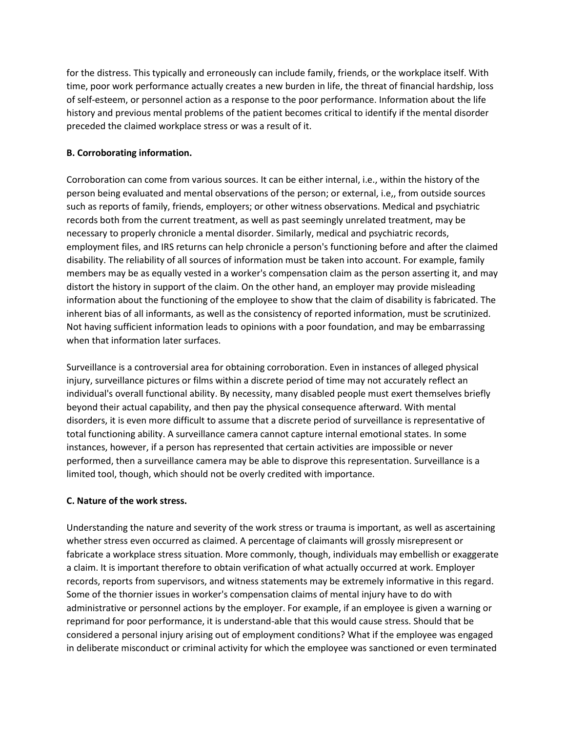for the distress. This typically and erroneously can include family, friends, or the workplace itself. With time, poor work performance actually creates a new burden in life, the threat of financial hardship, loss of self-esteem, or personnel action as a response to the poor performance. Information about the life history and previous mental problems of the patient becomes critical to identify if the mental disorder preceded the claimed workplace stress or was a result of it.

**B. Corroborating information.**

Corroboration can come from various sources. It can be either internal, i.e., within the history of the person being evaluated and mental observations of the person; or external, i.e,, from outside sources such as reports of family, friends, employers; or other witness observations. Medical and psychiatric records both from the current treatment, as well as past seemingly unrelated treatment, may be necessary to properly chronicle a mental disorder. Similarly, medical and psychiatric records, employment files, and IRS returns can help chronicle a person's functioning before and after the claimed disability. The reliability of all sources of information must be taken into account. For example, family members may be as equally vested in a worker's compensation claim as the person asserting it, and may distort the history in support of the claim. On the other hand, an employer may provide misleading information about the functioning of the employee to show that the claim of disability is fabricated. The inherent bias of all informants, as well as the consistency of reported information, must be scrutinized. Not having sufficient information leads to opinions with a poor foundation, and may be embarrassing when that information later surfaces.

Surveillance is a controversial area for obtaining corroboration. Even in instances of alleged physical injury, surveillance pictures or films within a discrete period of time may not accurately reflect an individual's overall functional ability. By necessity, many disabled people must exert themselves briefly beyond their actual capability, and then pay the physical consequence afterward. With mental disorders, it is even more difficult to assume that a discrete period of surveillance is representative of total functioning ability. A surveillance camera cannot capture internal emotional states. In some instances, however, if a person has represented that certain activities are impossible or never performed, then a surveillance camera may be able to disprove this representation. Surveillance is a limited tool, though, which should not be overly credited with importance.

**C. Nature of the work stress.**

Understanding the nature and severity of the work stress or trauma is important, as well as ascertaining whether stress even occurred as claimed. A percentage of claimants will grossly misrepresent or fabricate a workplace stress situation. More commonly, though, individuals may embellish or exaggerate a claim. It is important therefore to obtain verification of what actually occurred at work. Employer records, reports from supervisors, and witness statements may be extremely informative in this regard. Some of the thornier issues in worker's compensation claims of mental injury have to do with administrative or personnel actions by the employer. For example, if an employee is given a warning or reprimand for poor performance, it is understand-able that this would cause stress. Should that be considered a personal injury arising out of employment conditions? What if the employee was engaged in deliberate misconduct or criminal activity for which the employee was sanctioned or even terminated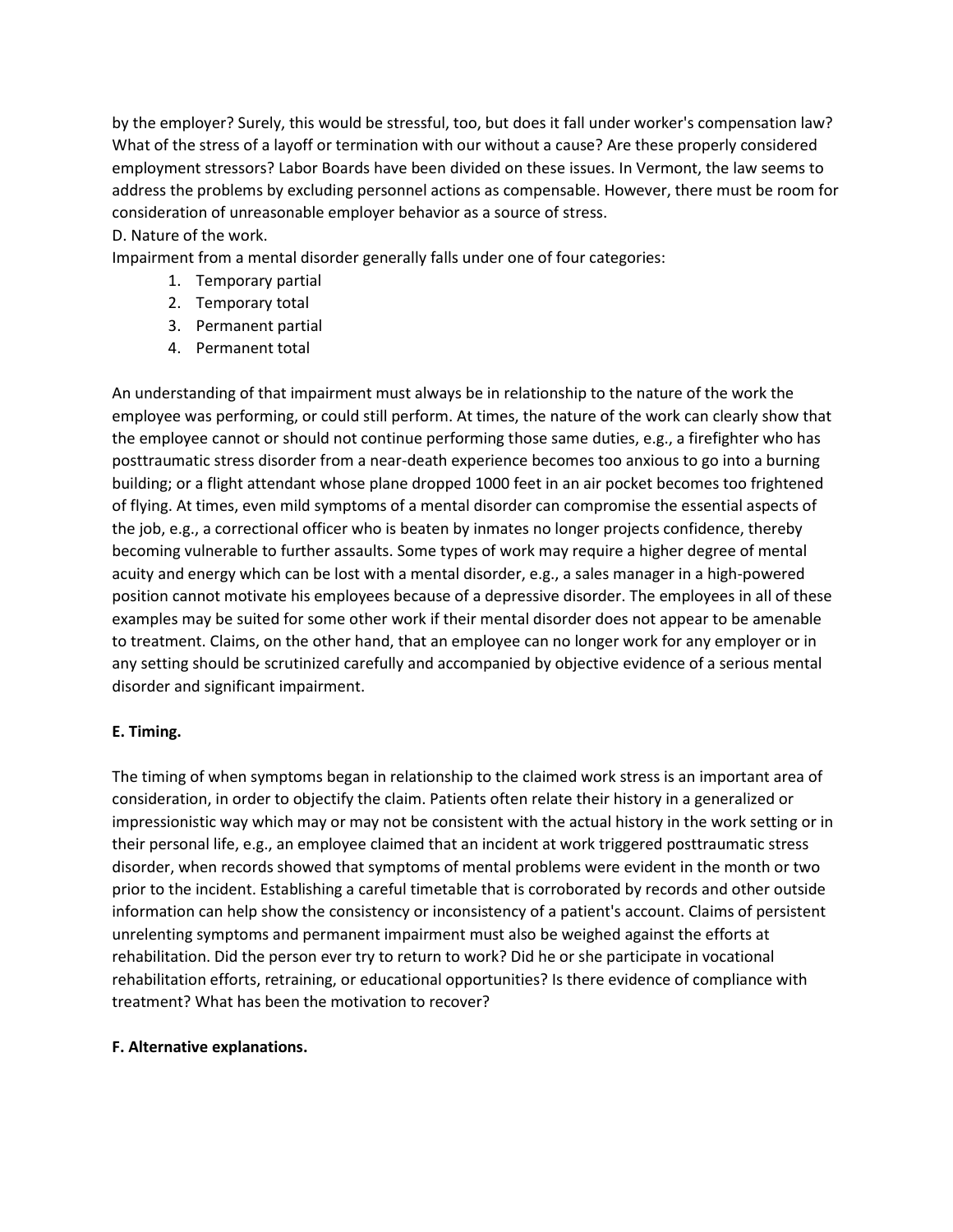by the employer? Surely, this would be stressful, too, but does it fall under worker's compensation law? What of the stress of a layoff or termination with our without a cause? Are these properly considered employment stressors? Labor Boards have been divided on these issues. In Vermont, the law seems to address the problems by excluding personnel actions as compensable. However, there must be room for consideration of unreasonable employer behavior as a source of stress.

D. Nature of the work.

Impairment from a mental disorder generally falls under one of four categories:

1. Temporary partial
2. Temporary total
3. Permanent partial
4. Permanent total

An understanding of that impairment must always be in relationship to the nature of the work the employee was performing, or could still perform. At times, the nature of the work can clearly show that the employee cannot or should not continue performing those same duties, e.g., a firefighter who has posttraumatic stress disorder from a near-death experience becomes too anxious to go into a burning building; or a flight attendant whose plane dropped 1000 feet in an air pocket becomes too frightened of flying. At times, even mild symptoms of a mental disorder can compromise the essential aspects of the job, e.g., a correctional officer who is beaten by inmates no longer projects confidence, thereby becoming vulnerable to further assaults. Some types of work may require a higher degree of mental acuity and energy which can be lost with a mental disorder, e.g., a sales manager in a high-powered position cannot motivate his employees because of a depressive disorder. The employees in all of these examples may be suited for some other work if their mental disorder does not appear to be amenable to treatment. Claims, on the other hand, that an employee can no longer work for any employer or in any setting should be scrutinized carefully and accompanied by objective evidence of a serious mental disorder and significant impairment.

**E. Timing.**

The timing of when symptoms began in relationship to the claimed work stress is an important area of consideration, in order to objectify the claim. Patients often relate their history in a generalized or impressionistic way which may or may not be consistent with the actual history in the work setting or in their personal life, e.g., an employee claimed that an incident at work triggered posttraumatic stress disorder, when records showed that symptoms of mental problems were evident in the month or two prior to the incident. Establishing a careful timetable that is corroborated by records and other outside information can help show the consistency or inconsistency of a patient's account. Claims of persistent unrelenting symptoms and permanent impairment must also be weighed against the efforts at rehabilitation. Did the person ever try to return to work? Did he or she participate in vocational rehabilitation efforts, retraining, or educational opportunities? Is there evidence of compliance with treatment? What has been the motivation to recover?

**F. Alternative explanations.**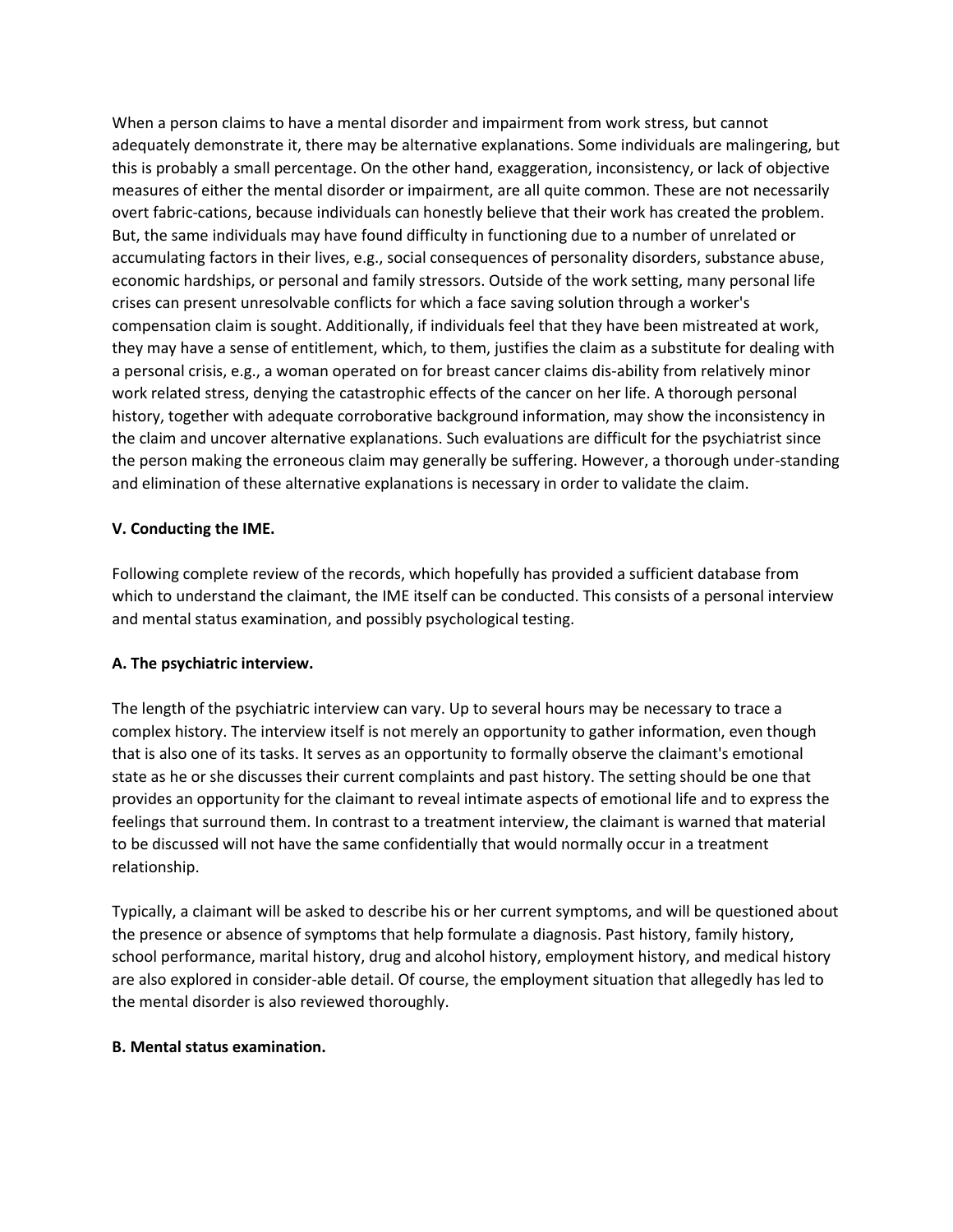When a person claims to have a mental disorder and impairment from work stress, but cannot adequately demonstrate it, there may be alternative explanations. Some individuals are malingering, but this is probably a small percentage. On the other hand, exaggeration, inconsistency, or lack of objective measures of either the mental disorder or impairment, are all quite common. These are not necessarily overt fabric-cations, because individuals can honestly believe that their work has created the problem. But, the same individuals may have found difficulty in functioning due to a number of unrelated or accumulating factors in their lives, e.g., social consequences of personality disorders, substance abuse, economic hardships, or personal and family stressors. Outside of the work setting, many personal life crises can present unresolvable conflicts for which a face saving solution through a worker's compensation claim is sought. Additionally, if individuals feel that they have been mistreated at work, they may have a sense of entitlement, which, to them, justifies the claim as a substitute for dealing with a personal crisis, e.g., a woman operated on for breast cancer claims dis-ability from relatively minor work related stress, denying the catastrophic effects of the cancer on her life. A thorough personal history, together with adequate corroborative background information, may show the inconsistency in the claim and uncover alternative explanations. Such evaluations are difficult for the psychiatrist since the person making the erroneous claim may generally be suffering. However, a thorough under-standing and elimination of these alternative explanations is necessary in order to validate the claim.

**V. Conducting the IME.**

Following complete review of the records, which hopefully has provided a sufficient database from which to understand the claimant, the IME itself can be conducted. This consists of a personal interview and mental status examination, and possibly psychological testing.

**A. The psychiatric interview.**

The length of the psychiatric interview can vary. Up to several hours may be necessary to trace a complex history. The interview itself is not merely an opportunity to gather information, even though that is also one of its tasks. It serves as an opportunity to formally observe the claimant's emotional state as he or she discusses their current complaints and past history. The setting should be one that provides an opportunity for the claimant to reveal intimate aspects of emotional life and to express the feelings that surround them. In contrast to a treatment interview, the claimant is warned that material to be discussed will not have the same confidentially that would normally occur in a treatment relationship.

Typically, a claimant will be asked to describe his or her current symptoms, and will be questioned about the presence or absence of symptoms that help formulate a diagnosis. Past history, family history, school performance, marital history, drug and alcohol history, employment history, and medical history are also explored in consider-able detail. Of course, the employment situation that allegedly has led to the mental disorder is also reviewed thoroughly.

**B. Mental status examination.**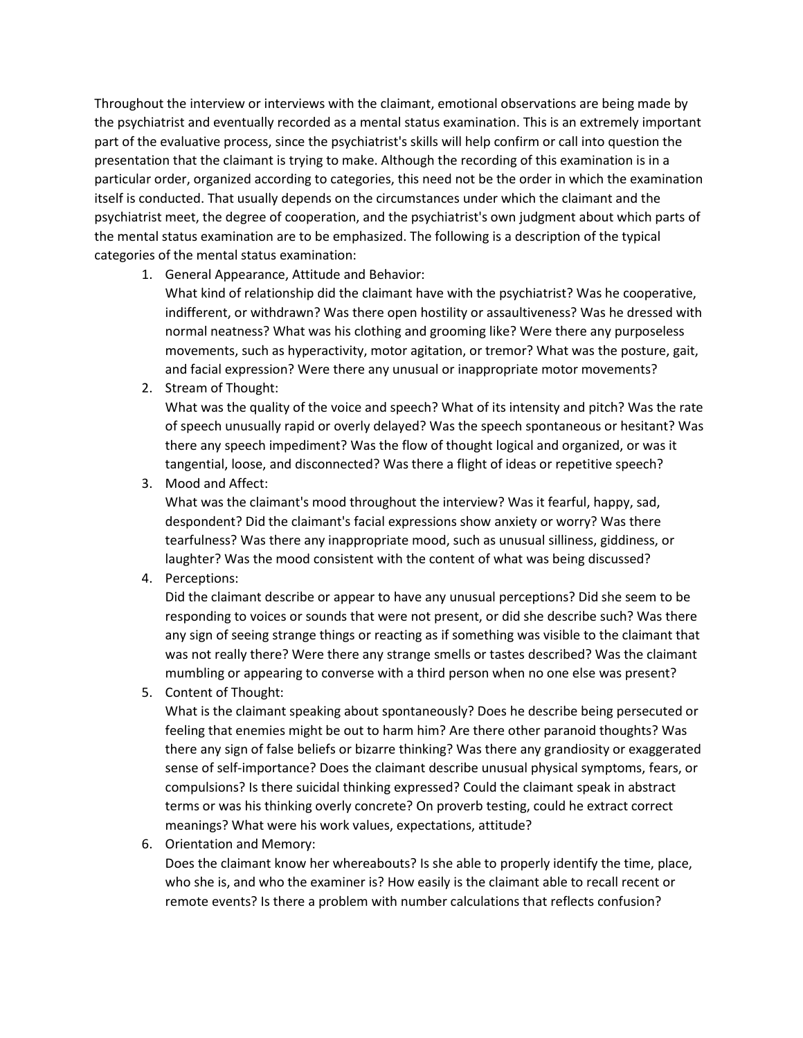Throughout the interview or interviews with the claimant, emotional observations are being made by the psychiatrist and eventually recorded as a mental status examination. This is an extremely important part of the evaluative process, since the psychiatrist's skills will help confirm or call into question the presentation that the claimant is trying to make. Although the recording of this examination is in a particular order, organized according to categories, this need not be the order in which the examination itself is conducted. That usually depends on the circumstances under which the claimant and the psychiatrist meet, the degree of cooperation, and the psychiatrist's own judgment about which parts of the mental status examination are to be emphasized. The following is a description of the typical categories of the mental status examination:

1. General Appearance, Attitude and Behavior:
   What kind of relationship did the claimant have with the psychiatrist? Was he cooperative, indifferent, or withdrawn? Was there open hostility or assaultiveness? Was he dressed with normal neatness? What was his clothing and grooming like? Were there any purposeless movements, such as hyperactivity, motor agitation, or tremor? What was the posture, gait, and facial expression? Were there any unusual or inappropriate motor movements?
2. Stream of Thought:
   What was the quality of the voice and speech? What of its intensity and pitch? Was the rate of speech unusually rapid or overly delayed? Was the speech spontaneous or hesitant? Was there any speech impediment? Was the flow of thought logical and organized, or was it tangential, loose, and disconnected? Was there a flight of ideas or repetitive speech?
3. Mood and Affect:
   What was the claimant's mood throughout the interview? Was it fearful, happy, sad, despondent? Did the claimant's facial expressions show anxiety or worry? Was there tearfulness? Was there any inappropriate mood, such as unusual silliness, giddiness, or laughter? Was the mood consistent with the content of what was being discussed?
4. Perceptions:
   Did the claimant describe or appear to have any unusual perceptions? Did she seem to be responding to voices or sounds that were not present, or did she describe such? Was there any sign of seeing strange things or reacting as if something was visible to the claimant that was not really there? Were there any strange smells or tastes described? Was the claimant mumbling or appearing to converse with a third person when no one else was present?
5. Content of Thought:
   What is the claimant speaking about spontaneously? Does he describe being persecuted or feeling that enemies might be out to harm him? Are there other paranoid thoughts? Was there any sign of false beliefs or bizarre thinking? Was there any grandiosity or exaggerated sense of self-importance? Does the claimant describe unusual physical symptoms, fears, or compulsions? Is there suicidal thinking expressed? Could the claimant speak in abstract terms or was his thinking overly concrete? On proverb testing, could he extract correct meanings? What were his work values, expectations, attitude?
6. Orientation and Memory:
   Does the claimant know her whereabouts? Is she able to properly identify the time, place, who she is, and who the examiner is? How easily is the claimant able to recall recent or remote events? Is there a problem with number calculations that reflects confusion?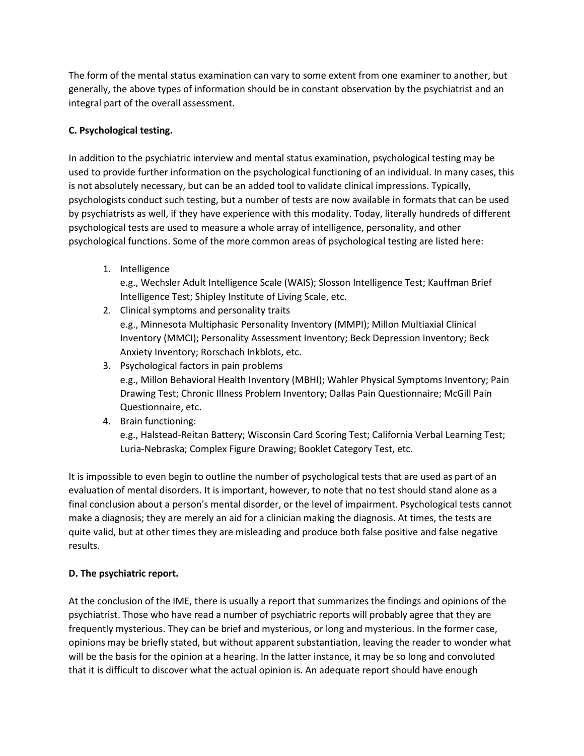The form of the mental status examination can vary to some extent from one examiner to another, but generally, the above types of information should be in constant observation by the psychiatrist and an integral part of the overall assessment.

**C. Psychological testing.**

In addition to the psychiatric interview and mental status examination, psychological testing may be used to provide further information on the psychological functioning of an individual. In many cases, this is not absolutely necessary, but can be an added tool to validate clinical impressions. Typically, psychologists conduct such testing, but a number of tests are now available in formats that can be used by psychiatrists as well, if they have experience with this modality. Today, literally hundreds of different psychological tests are used to measure a whole array of intelligence, personality, and other psychological functions. Some of the more common areas of psychological testing are listed here:

1. Intelligence
   e.g., Wechsler Adult Intelligence Scale (WAIS); Slosson Intelligence Test; Kauffman Brief Intelligence Test; Shipley Institute of Living Scale, etc.
2. Clinical symptoms and personality traits
   e.g., Minnesota Multiphasic Personality Inventory (MMPI); Millon Multiaxial Clinical Inventory (MMCI); Personality Assessment Inventory; Beck Depression Inventory; Beck Anxiety Inventory; Rorschach Inkblots, etc.
3. Psychological factors in pain problems
   e.g., Millon Behavioral Health Inventory (MBHI); Wahler Physical Symptoms Inventory; Pain Drawing Test; Chronic Illness Problem Inventory; Dallas Pain Questionnaire; McGill Pain Questionnaire, etc.
4. Brain functioning:
   e.g., Halstead-Reitan Battery; Wisconsin Card Scoring Test; California Verbal Learning Test; Luria-Nebraska; Complex Figure Drawing; Booklet Category Test, etc.

It is impossible to even begin to outline the number of psychological tests that are used as part of an evaluation of mental disorders. It is important, however, to note that no test should stand alone as a final conclusion about a person's mental disorder, or the level of impairment. Psychological tests cannot make a diagnosis; they are merely an aid for a clinician making the diagnosis. At times, the tests are quite valid, but at other times they are misleading and produce both false positive and false negative results.

**D. The psychiatric report.**

At the conclusion of the IME, there is usually a report that summarizes the findings and opinions of the psychiatrist. Those who have read a number of psychiatric reports will probably agree that they are frequently mysterious. They can be brief and mysterious, or long and mysterious. In the former case, opinions may be briefly stated, but without apparent substantiation, leaving the reader to wonder what will be the basis for the opinion at a hearing. In the latter instance, it may be so long and convoluted that it is difficult to discover what the actual opinion is. An adequate report should have enough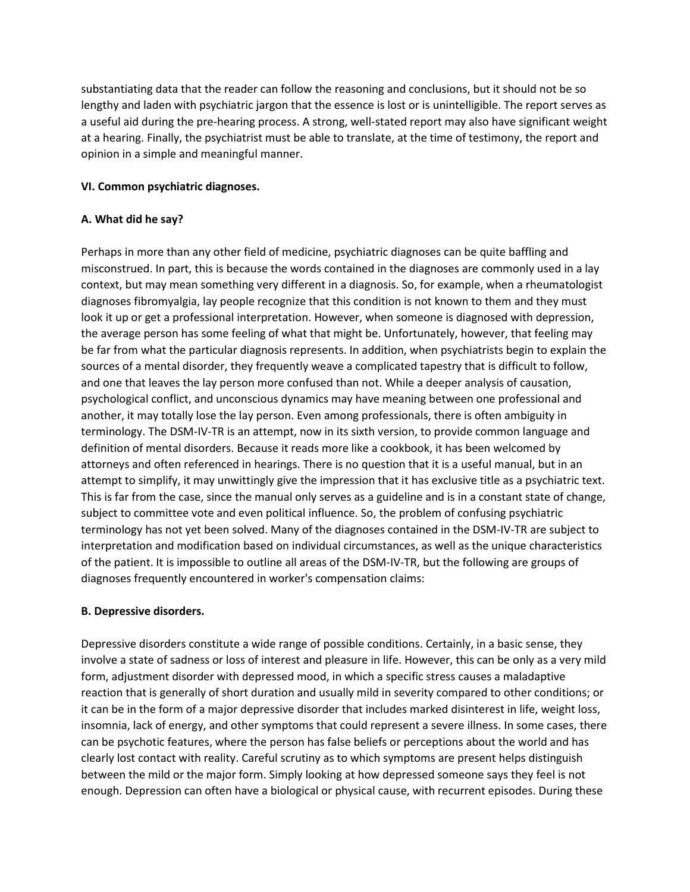substantiating data that the reader can follow the reasoning and conclusions, but it should not be so lengthy and laden with psychiatric jargon that the essence is lost or is unintelligible. The report serves as a useful aid during the pre-hearing process. A strong, well-stated report may also have significant weight at a hearing. Finally, the psychiatrist must be able to translate, at the time of testimony, the report and opinion in a simple and meaningful manner.

**VI. Common psychiatric diagnoses.**

**A. What did he say?**

Perhaps in more than any other field of medicine, psychiatric diagnoses can be quite baffling and misconstrued. In part, this is because the words contained in the diagnoses are commonly used in a lay context, but may mean something very different in a diagnosis. So, for example, when a rheumatologist diagnoses fibromyalgia, lay people recognize that this condition is not known to them and they must look it up or get a professional interpretation. However, when someone is diagnosed with depression, the average person has some feeling of what that might be. Unfortunately, however, that feeling may be far from what the particular diagnosis represents. In addition, when psychiatrists begin to explain the sources of a mental disorder, they frequently weave a complicated tapestry that is difficult to follow, and one that leaves the lay person more confused than not. While a deeper analysis of causation, psychological conflict, and unconscious dynamics may have meaning between one professional and another, it may totally lose the lay person. Even among professionals, there is often ambiguity in terminology. The DSM-IV-TR is an attempt, now in its sixth version, to provide common language and definition of mental disorders. Because it reads more like a cookbook, it has been welcomed by attorneys and often referenced in hearings. There is no question that it is a useful manual, but in an attempt to simplify, it may unwittingly give the impression that it has exclusive title as a psychiatric text. This is far from the case, since the manual only serves as a guideline and is in a constant state of change, subject to committee vote and even political influence. So, the problem of confusing psychiatric terminology has not yet been solved. Many of the diagnoses contained in the DSM-IV-TR are subject to interpretation and modification based on individual circumstances, as well as the unique characteristics of the patient. It is impossible to outline all areas of the DSM-IV-TR, but the following are groups of diagnoses frequently encountered in worker's compensation claims:

**B. Depressive disorders.**

Depressive disorders constitute a wide range of possible conditions. Certainly, in a basic sense, they involve a state of sadness or loss of interest and pleasure in life. However, this can be only as a very mild form, adjustment disorder with depressed mood, in which a specific stress causes a maladaptive reaction that is generally of short duration and usually mild in severity compared to other conditions; or it can be in the form of a major depressive disorder that includes marked disinterest in life, weight loss, insomnia, lack of energy, and other symptoms that could represent a severe illness. In some cases, there can be psychotic features, where the person has false beliefs or perceptions about the world and has clearly lost contact with reality. Careful scrutiny as to which symptoms are present helps distinguish between the mild or the major form. Simply looking at how depressed someone says they feel is not enough. Depression can often have a biological or physical cause, with recurrent episodes. During these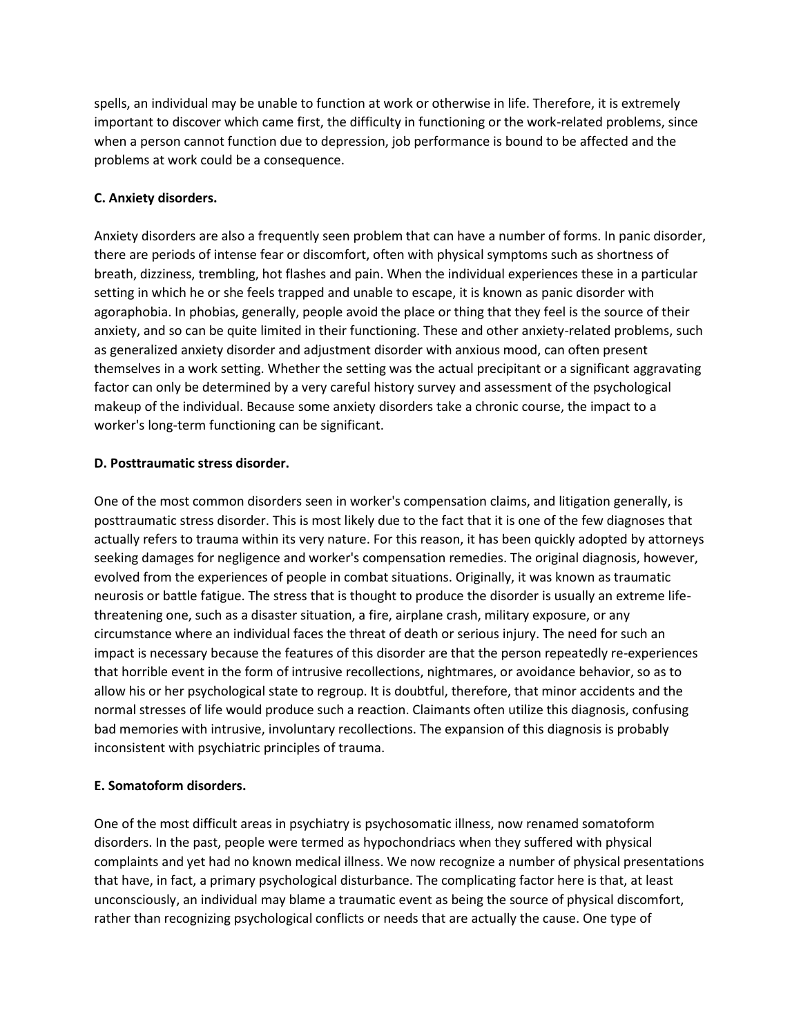spells, an individual may be unable to function at work or otherwise in life. Therefore, it is extremely important to discover which came first, the difficulty in functioning or the work-related problems, since when a person cannot function due to depression, job performance is bound to be affected and the problems at work could be a consequence.

**C. Anxiety disorders.**

Anxiety disorders are also a frequently seen problem that can have a number of forms. In panic disorder, there are periods of intense fear or discomfort, often with physical symptoms such as shortness of breath, dizziness, trembling, hot flashes and pain. When the individual experiences these in a particular setting in which he or she feels trapped and unable to escape, it is known as panic disorder with agoraphobia. In phobias, generally, people avoid the place or thing that they feel is the source of their anxiety, and so can be quite limited in their functioning. These and other anxiety-related problems, such as generalized anxiety disorder and adjustment disorder with anxious mood, can often present themselves in a work setting. Whether the setting was the actual precipitant or a significant aggravating factor can only be determined by a very careful history survey and assessment of the psychological makeup of the individual. Because some anxiety disorders take a chronic course, the impact to a worker's long-term functioning can be significant.

**D. Posttraumatic stress disorder.**

One of the most common disorders seen in worker's compensation claims, and litigation generally, is posttraumatic stress disorder. This is most likely due to the fact that it is one of the few diagnoses that actually refers to trauma within its very nature. For this reason, it has been quickly adopted by attorneys seeking damages for negligence and worker's compensation remedies. The original diagnosis, however, evolved from the experiences of people in combat situations. Originally, it was known as traumatic neurosis or battle fatigue. The stress that is thought to produce the disorder is usually an extreme life-threatening one, such as a disaster situation, a fire, airplane crash, military exposure, or any circumstance where an individual faces the threat of death or serious injury. The need for such an impact is necessary because the features of this disorder are that the person repeatedly re-experiences that horrible event in the form of intrusive recollections, nightmares, or avoidance behavior, so as to allow his or her psychological state to regroup. It is doubtful, therefore, that minor accidents and the normal stresses of life would produce such a reaction. Claimants often utilize this diagnosis, confusing bad memories with intrusive, involuntary recollections. The expansion of this diagnosis is probably inconsistent with psychiatric principles of trauma.

**E. Somatoform disorders.**

One of the most difficult areas in psychiatry is psychosomatic illness, now renamed somatoform disorders. In the past, people were termed as hypochondriacs when they suffered with physical complaints and yet had no known medical illness. We now recognize a number of physical presentations that have, in fact, a primary psychological disturbance. The complicating factor here is that, at least unconsciously, an individual may blame a traumatic event as being the source of physical discomfort, rather than recognizing psychological conflicts or needs that are actually the cause. One type of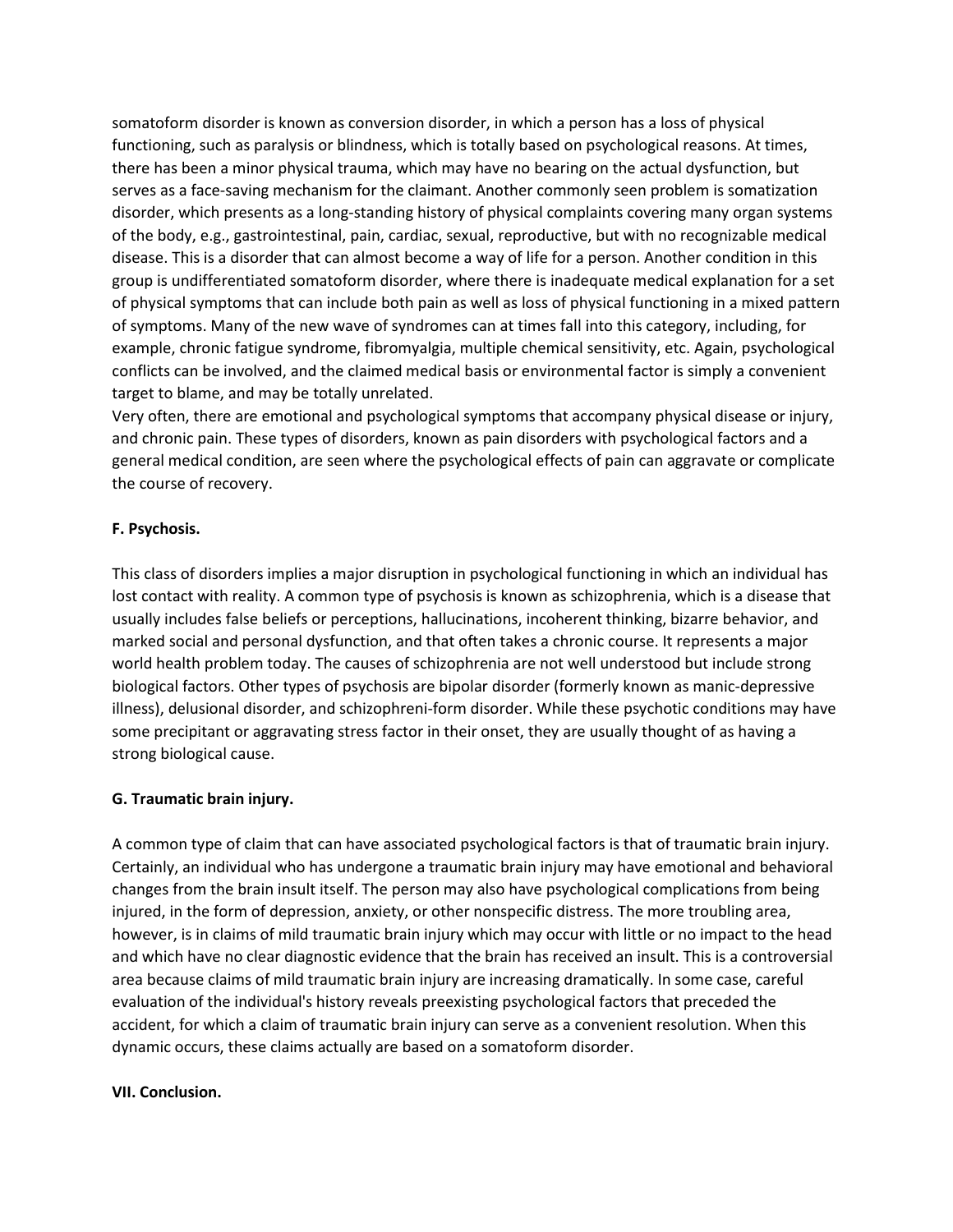somatoform disorder is known as conversion disorder, in which a person has a loss of physical functioning, such as paralysis or blindness, which is totally based on psychological reasons. At times, there has been a minor physical trauma, which may have no bearing on the actual dysfunction, but serves as a face-saving mechanism for the claimant. Another commonly seen problem is somatization disorder, which presents as a long-standing history of physical complaints covering many organ systems of the body, e.g., gastrointestinal, pain, cardiac, sexual, reproductive, but with no recognizable medical disease. This is a disorder that can almost become a way of life for a person. Another condition in this group is undifferentiated somatoform disorder, where there is inadequate medical explanation for a set of physical symptoms that can include both pain as well as loss of physical functioning in a mixed pattern of symptoms. Many of the new wave of syndromes can at times fall into this category, including, for example, chronic fatigue syndrome, fibromyalgia, multiple chemical sensitivity, etc. Again, psychological conflicts can be involved, and the claimed medical basis or environmental factor is simply a convenient target to blame, and may be totally unrelated.

Very often, there are emotional and psychological symptoms that accompany physical disease or injury, and chronic pain. These types of disorders, known as pain disorders with psychological factors and a general medical condition, are seen where the psychological effects of pain can aggravate or complicate the course of recovery.

**F. Psychosis.**

This class of disorders implies a major disruption in psychological functioning in which an individual has lost contact with reality. A common type of psychosis is known as schizophrenia, which is a disease that usually includes false beliefs or perceptions, hallucinations, incoherent thinking, bizarre behavior, and marked social and personal dysfunction, and that often takes a chronic course. It represents a major world health problem today. The causes of schizophrenia are not well understood but include strong biological factors. Other types of psychosis are bipolar disorder (formerly known as manic-depressive illness), delusional disorder, and schizophreni-form disorder. While these psychotic conditions may have some precipitant or aggravating stress factor in their onset, they are usually thought of as having a strong biological cause.

**G. Traumatic brain injury.**

A common type of claim that can have associated psychological factors is that of traumatic brain injury. Certainly, an individual who has undergone a traumatic brain injury may have emotional and behavioral changes from the brain insult itself. The person may also have psychological complications from being injured, in the form of depression, anxiety, or other nonspecific distress. The more troubling area, however, is in claims of mild traumatic brain injury which may occur with little or no impact to the head and which have no clear diagnostic evidence that the brain has received an insult. This is a controversial area because claims of mild traumatic brain injury are increasing dramatically. In some case, careful evaluation of the individual's history reveals preexisting psychological factors that preceded the accident, for which a claim of traumatic brain injury can serve as a convenient resolution. When this dynamic occurs, these claims actually are based on a somatoform disorder.

**VII. Conclusion.**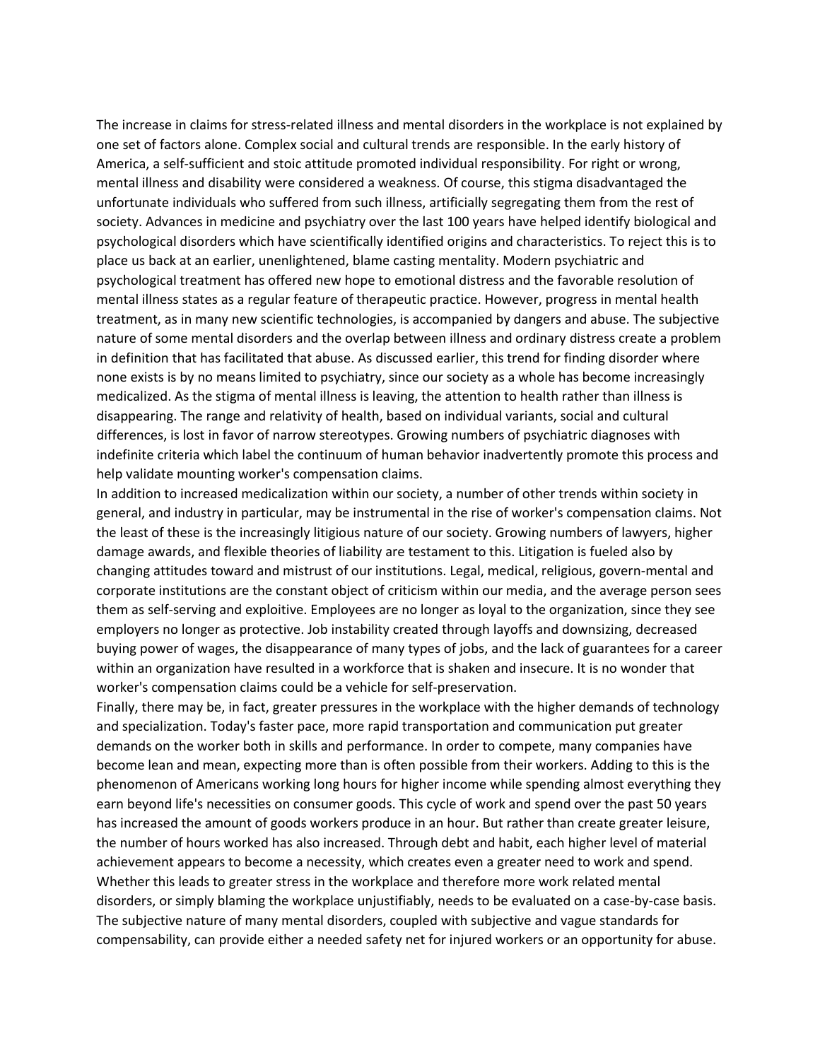The increase in claims for stress-related illness and mental disorders in the workplace is not explained by one set of factors alone. Complex social and cultural trends are responsible. In the early history of America, a self-sufficient and stoic attitude promoted individual responsibility. For right or wrong, mental illness and disability were considered a weakness. Of course, this stigma disadvantaged the unfortunate individuals who suffered from such illness, artificially segregating them from the rest of society. Advances in medicine and psychiatry over the last 100 years have helped identify biological and psychological disorders which have scientifically identified origins and characteristics. To reject this is to place us back at an earlier, unenlightened, blame casting mentality. Modern psychiatric and psychological treatment has offered new hope to emotional distress and the favorable resolution of mental illness states as a regular feature of therapeutic practice. However, progress in mental health treatment, as in many new scientific technologies, is accompanied by dangers and abuse. The subjective nature of some mental disorders and the overlap between illness and ordinary distress create a problem in definition that has facilitated that abuse. As discussed earlier, this trend for finding disorder where none exists is by no means limited to psychiatry, since our society as a whole has become increasingly medicalized. As the stigma of mental illness is leaving, the attention to health rather than illness is disappearing. The range and relativity of health, based on individual variants, social and cultural differences, is lost in favor of narrow stereotypes. Growing numbers of psychiatric diagnoses with indefinite criteria which label the continuum of human behavior inadvertently promote this process and help validate mounting worker's compensation claims.

In addition to increased medicalization within our society, a number of other trends within society in general, and industry in particular, may be instrumental in the rise of worker's compensation claims. Not the least of these is the increasingly litigious nature of our society. Growing numbers of lawyers, higher damage awards, and flexible theories of liability are testament to this. Litigation is fueled also by changing attitudes toward and mistrust of our institutions. Legal, medical, religious, govern-mental and corporate institutions are the constant object of criticism within our media, and the average person sees them as self-serving and exploitive. Employees are no longer as loyal to the organization, since they see employers no longer as protective. Job instability created through layoffs and downsizing, decreased buying power of wages, the disappearance of many types of jobs, and the lack of guarantees for a career within an organization have resulted in a workforce that is shaken and insecure. It is no wonder that worker's compensation claims could be a vehicle for self-preservation.

Finally, there may be, in fact, greater pressures in the workplace with the higher demands of technology and specialization. Today's faster pace, more rapid transportation and communication put greater demands on the worker both in skills and performance. In order to compete, many companies have become lean and mean, expecting more than is often possible from their workers. Adding to this is the phenomenon of Americans working long hours for higher income while spending almost everything they earn beyond life's necessities on consumer goods. This cycle of work and spend over the past 50 years has increased the amount of goods workers produce in an hour. But rather than create greater leisure, the number of hours worked has also increased. Through debt and habit, each higher level of material achievement appears to become a necessity, which creates even a greater need to work and spend. Whether this leads to greater stress in the workplace and therefore more work related mental disorders, or simply blaming the workplace unjustifiably, needs to be evaluated on a case-by-case basis. The subjective nature of many mental disorders, coupled with subjective and vague standards for compensability, can provide either a needed safety net for injured workers or an opportunity for abuse.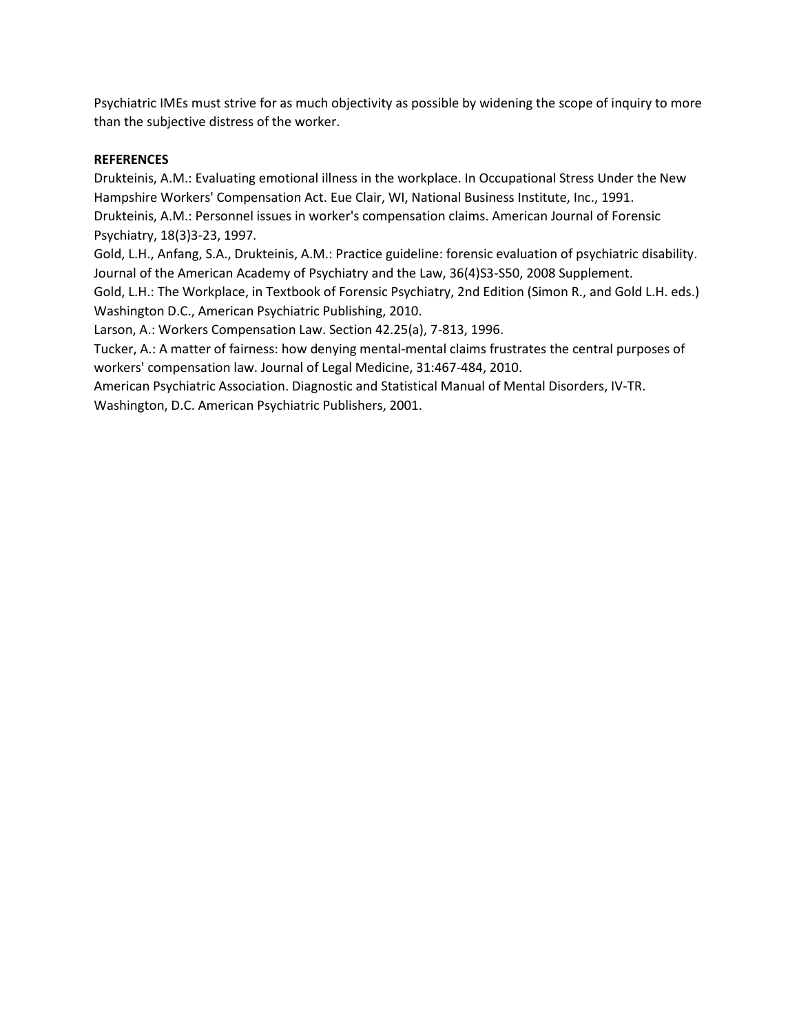Psychiatric IMEs must strive for as much objectivity as possible by widening the scope of inquiry to more than the subjective distress of the worker.

**REFERENCES**

Drukteinis, A.M.: Evaluating emotional illness in the workplace. In Occupational Stress Under the New Hampshire Workers' Compensation Act. Eue Clair, WI, National Business Institute, Inc., 1991.

Drukteinis, A.M.: Personnel issues in worker's compensation claims. American Journal of Forensic Psychiatry, 18(3)3-23, 1997.

Gold, L.H., Anfang, S.A., Drukteinis, A.M.: Practice guideline: forensic evaluation of psychiatric disability. Journal of the American Academy of Psychiatry and the Law, 36(4)S3-S50, 2008 Supplement.

Gold, L.H.: The Workplace, in Textbook of Forensic Psychiatry, 2nd Edition (Simon R., and Gold L.H. eds.) Washington D.C., American Psychiatric Publishing, 2010.

Larson, A.: Workers Compensation Law. Section 42.25(a), 7-813, 1996.

Tucker, A.: A matter of fairness: how denying mental-mental claims frustrates the central purposes of workers' compensation law. Journal of Legal Medicine, 31:467-484, 2010.

American Psychiatric Association. Diagnostic and Statistical Manual of Mental Disorders, IV-TR. Washington, D.C. American Psychiatric Publishers, 2001.